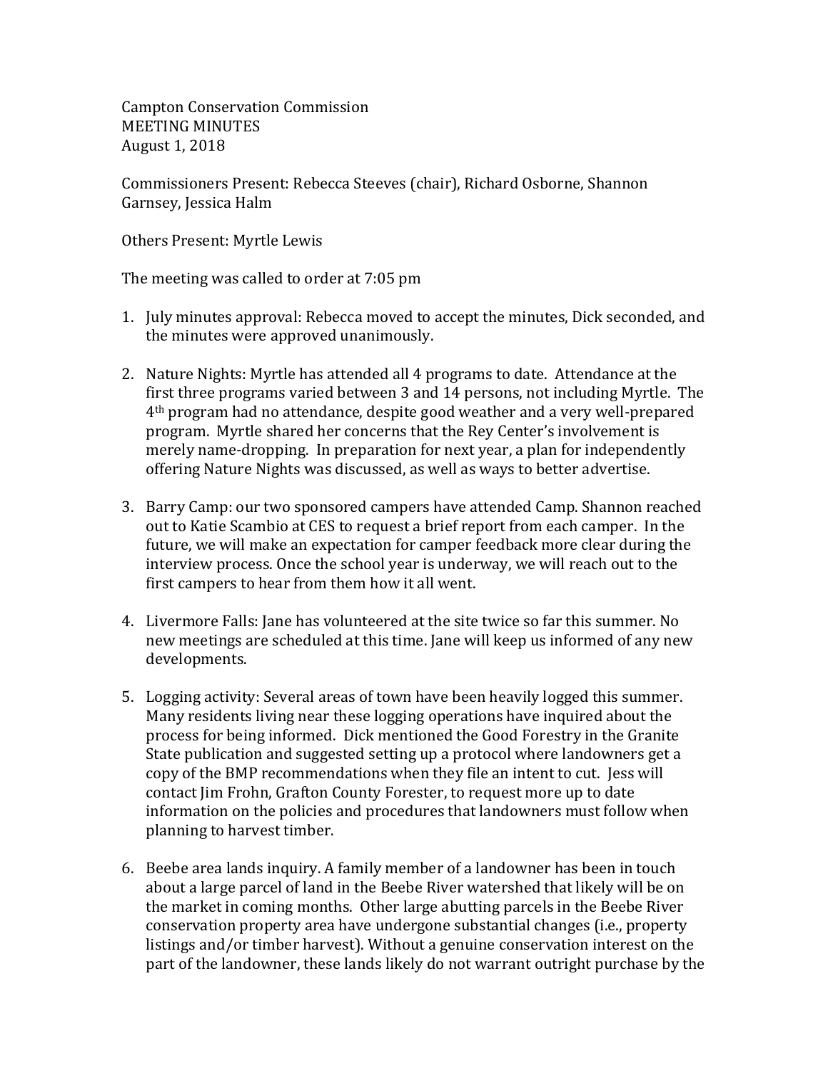Campton Conservation Commission
MEETING MINUTES
August 1, 2018

Commissioners Present: Rebecca Steeves (chair), Richard Osborne, Shannon Garnsey, Jessica Halm

Others Present: Myrtle Lewis

The meeting was called to order at 7:05 pm

1. July minutes approval: Rebecca moved to accept the minutes, Dick seconded, and the minutes were approved unanimously.

2. Nature Nights: Myrtle has attended all 4 programs to date. Attendance at the first three programs varied between 3 and 14 persons, not including Myrtle. The 4th program had no attendance, despite good weather and a very well-prepared program. Myrtle shared her concerns that the Rey Center's involvement is merely name-dropping. In preparation for next year, a plan for independently offering Nature Nights was discussed, as well as ways to better advertise.

3. Barry Camp: our two sponsored campers have attended Camp. Shannon reached out to Katie Scambio at CES to request a brief report from each camper. In the future, we will make an expectation for camper feedback more clear during the interview process. Once the school year is underway, we will reach out to the first campers to hear from them how it all went.

4. Livermore Falls: Jane has volunteered at the site twice so far this summer. No new meetings are scheduled at this time. Jane will keep us informed of any new developments.

5. Logging activity: Several areas of town have been heavily logged this summer. Many residents living near these logging operations have inquired about the process for being informed. Dick mentioned the Good Forestry in the Granite State publication and suggested setting up a protocol where landowners get a copy of the BMP recommendations when they file an intent to cut. Jess will contact Jim Frohn, Grafton County Forester, to request more up to date information on the policies and procedures that landowners must follow when planning to harvest timber.

6. Beebe area lands inquiry. A family member of a landowner has been in touch about a large parcel of land in the Beebe River watershed that likely will be on the market in coming months. Other large abutting parcels in the Beebe River conservation property area have undergone substantial changes (i.e., property listings and/or timber harvest). Without a genuine conservation interest on the part of the landowner, these lands likely do not warrant outright purchase by the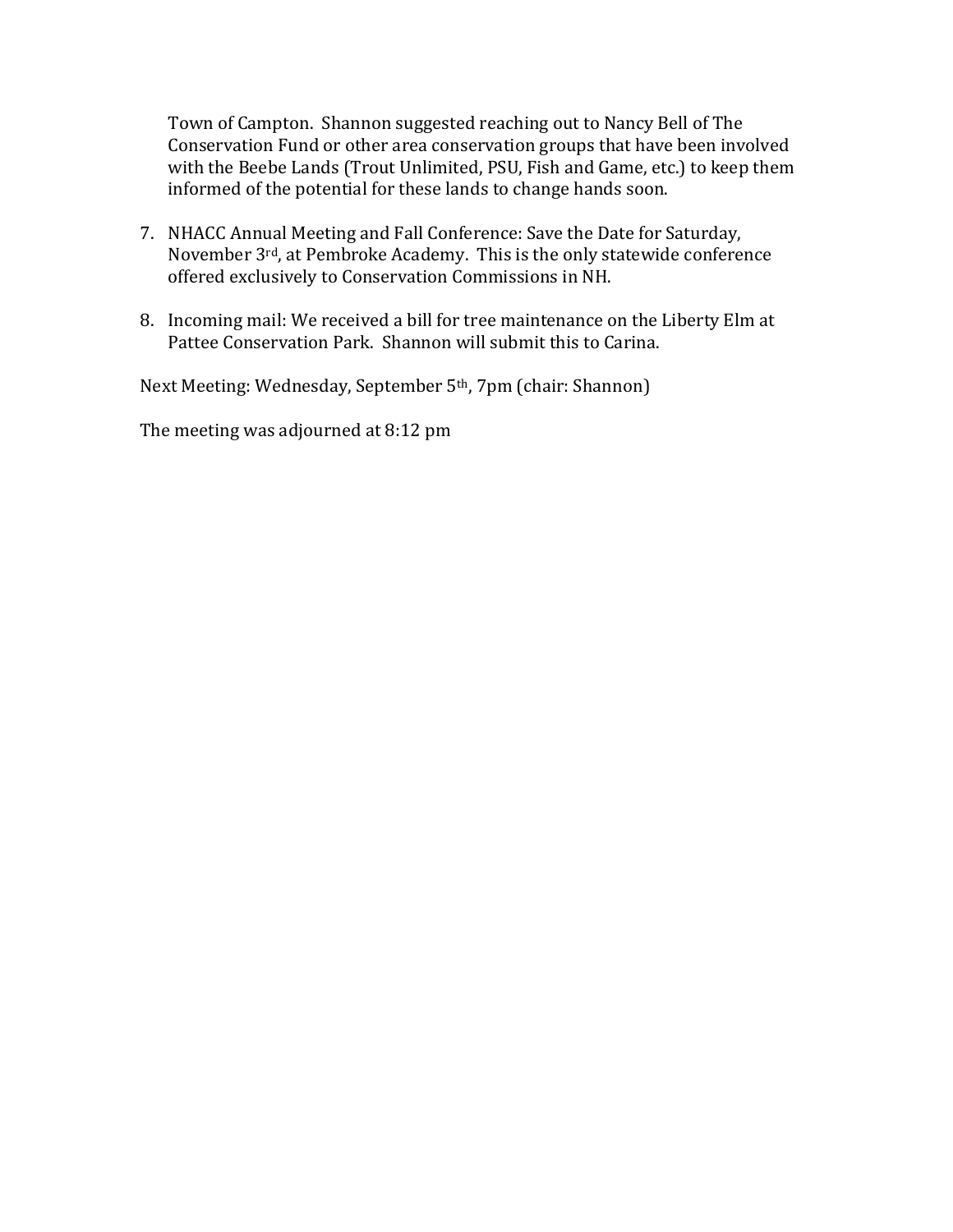Town of Campton. Shannon suggested reaching out to Nancy Bell of The Conservation Fund or other area conservation groups that have been involved with the Beebe Lands (Trout Unlimited, PSU, Fish and Game, etc.) to keep them informed of the potential for these lands to change hands soon.

7. NHACC Annual Meeting and Fall Conference: Save the Date for Saturday, November 3rd, at Pembroke Academy. This is the only statewide conference offered exclusively to Conservation Commissions in NH.

8. Incoming mail: We received a bill for tree maintenance on the Liberty Elm at Pattee Conservation Park. Shannon will submit this to Carina.

Next Meeting: Wednesday, September 5th, 7pm (chair: Shannon)

The meeting was adjourned at 8:12 pm